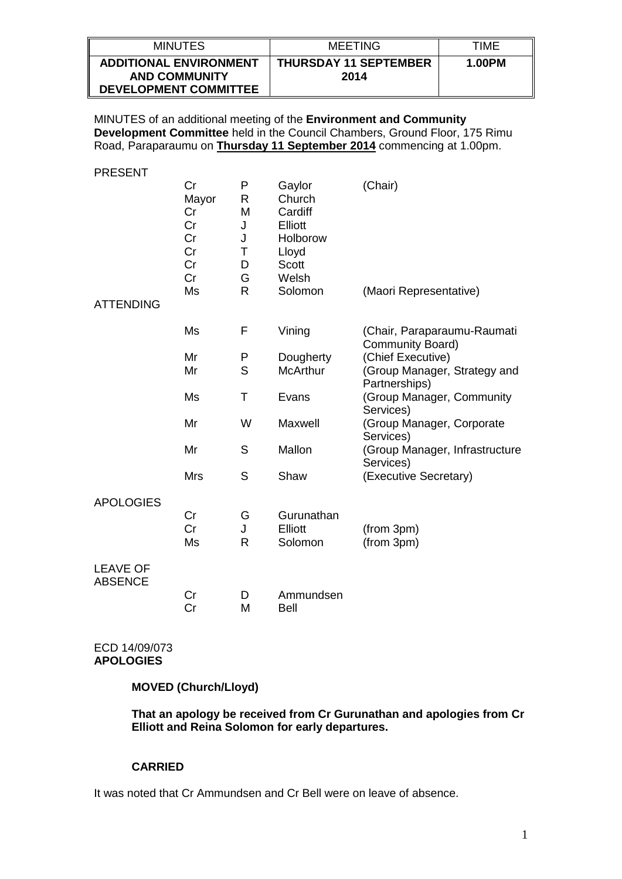| MINUTES | MEETING | TIME |
|---|---|---|
| **ADDITIONAL ENVIRONMENT AND COMMUNITY DEVELOPMENT COMMITTEE** | **THURSDAY 11 SEPTEMBER 2014** | **1.00PM** |

MINUTES of an additional meeting of the **Environment and Community Development Committee** held in the Council Chambers, Ground Floor, 175 Rimu Road, Paraparaumu on **Thursday 11 September 2014** commencing at 1.00pm.

| | | | | |
|---|---|---|---|---|
| PRESENT | Cr | P | Gaylor | (Chair) |
| | Mayor | R | Church | |
| | Cr | M | Cardiff | |
| | Cr | J | Elliott | |
| | Cr | J | Holborow | |
| | Cr | T | Lloyd | |
| | Cr | D | Scott | |
| | Cr | G | Welsh | |
| | Ms | R | Solomon | (Maori Representative) |
| ATTENDING | | | | |
| | Ms | F | Vining | (Chair, Paraparaumu-Raumati Community Board) |
| | Mr | P | Dougherty | (Chief Executive) |
| | Mr | S | McArthur | (Group Manager, Strategy and Partnerships) |
| | Ms | T | Evans | (Group Manager, Community Services) |
| | Mr | W | Maxwell | (Group Manager, Corporate Services) |
| | Mr | S | Mallon | (Group Manager, Infrastructure Services) |
| | Mrs | S | Shaw | (Executive Secretary) |
| APOLOGIES | | | | |
| | Cr | G | Gurunathan | |
| | Cr | J | Elliott | (from 3pm) |
| | Ms | R | Solomon | (from 3pm) |
| LEAVE OF ABSENCE | | | | |
| | Cr | D | Ammundsen | |
| | Cr | M | Bell | |

ECD 14/09/073
**APOLOGIES**

**MOVED (Church/Lloyd)**

**That an apology be received from Cr Gurunathan and apologies from Cr Elliott and Reina Solomon for early departures.**

**CARRIED**

It was noted that Cr Ammundsen and Cr Bell were on leave of absence.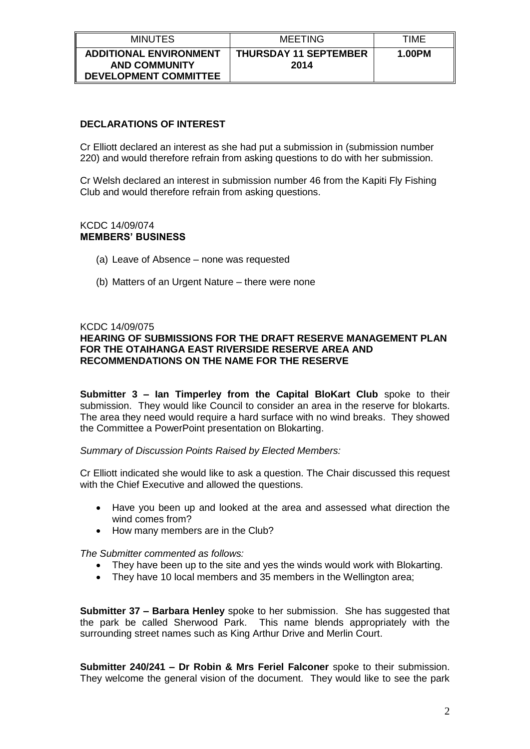| MINUTES | MEETING | TIME |
| --- | --- | --- |
| **ADDITIONAL ENVIRONMENT AND COMMUNITY DEVELOPMENT COMMITTEE** | **THURSDAY 11 SEPTEMBER 2014** | **1.00PM** |

**DECLARATIONS OF INTEREST**

Cr Elliott declared an interest as she had put a submission in (submission number 220) and would therefore refrain from asking questions to do with her submission.

Cr Welsh declared an interest in submission number 46 from the Kapiti Fly Fishing Club and would therefore refrain from asking questions.

KCDC 14/09/074
**MEMBERS' BUSINESS**

(a) Leave of Absence – none was requested

(b) Matters of an Urgent Nature – there were none

KCDC 14/09/075
**HEARING OF SUBMISSIONS FOR THE DRAFT RESERVE MANAGEMENT PLAN FOR THE OTAIHANGA EAST RIVERSIDE RESERVE AREA AND RECOMMENDATIONS ON THE NAME FOR THE RESERVE**

**Submitter 3 – Ian Timperley from the Capital BloKart Club** spoke to their submission. They would like Council to consider an area in the reserve for blokarts. The area they need would require a hard surface with no wind breaks. They showed the Committee a PowerPoint presentation on Blokarting.

*Summary of Discussion Points Raised by Elected Members:*

Cr Elliott indicated she would like to ask a question. The Chair discussed this request with the Chief Executive and allowed the questions.

- Have you been up and looked at the area and assessed what direction the wind comes from?
- How many members are in the Club?

*The Submitter commented as follows:*

- They have been up to the site and yes the winds would work with Blokarting.
- They have 10 local members and 35 members in the Wellington area;

**Submitter 37 – Barbara Henley** spoke to her submission. She has suggested that the park be called Sherwood Park. This name blends appropriately with the surrounding street names such as King Arthur Drive and Merlin Court.

**Submitter 240/241 – Dr Robin & Mrs Feriel Falconer** spoke to their submission. They welcome the general vision of the document. They would like to see the park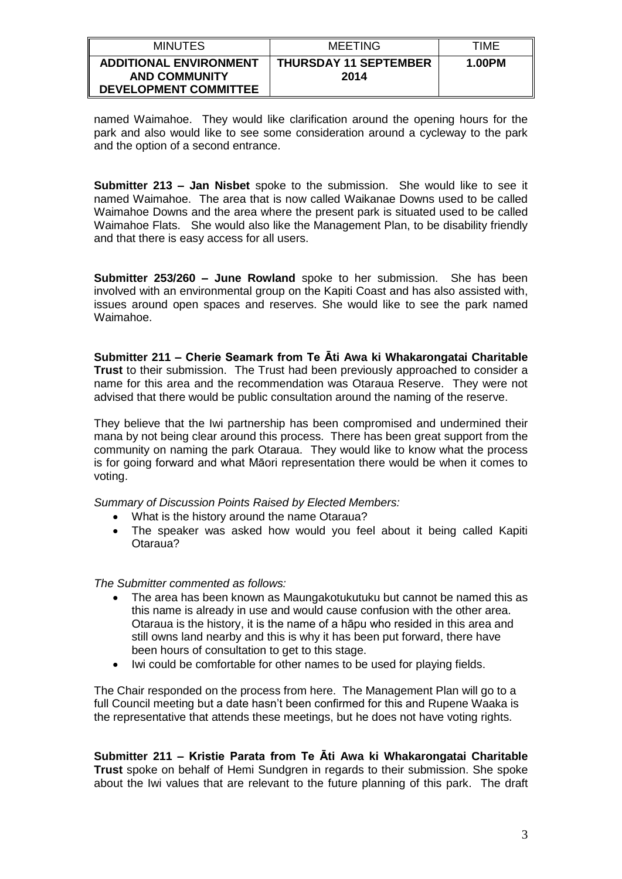named Waimahoe. They would like clarification around the opening hours for the park and also would like to see some consideration around a cycleway to the park and the option of a second entrance.

**Submitter 213 – Jan Nisbet** spoke to the submission. She would like to see it named Waimahoe. The area that is now called Waikanae Downs used to be called Waimahoe Downs and the area where the present park is situated used to be called Waimahoe Flats. She would also like the Management Plan, to be disability friendly and that there is easy access for all users.

**Submitter 253/260 – June Rowland** spoke to her submission. She has been involved with an environmental group on the Kapiti Coast and has also assisted with, issues around open spaces and reserves. She would like to see the park named Waimahoe.

**Submitter 211 – Cherie Seamark from Te Āti Awa ki Whakarongatai Charitable Trust** to their submission. The Trust had been previously approached to consider a name for this area and the recommendation was Otaraua Reserve. They were not advised that there would be public consultation around the naming of the reserve.

They believe that the Iwi partnership has been compromised and undermined their mana by not being clear around this process. There has been great support from the community on naming the park Otaraua. They would like to know what the process is for going forward and what Māori representation there would be when it comes to voting.

*Summary of Discussion Points Raised by Elected Members:*

- What is the history around the name Otaraua?
- The speaker was asked how would you feel about it being called Kapiti Otaraua?

*The Submitter commented as follows:*

- The area has been known as Maungakotukutuku but cannot be named this as this name is already in use and would cause confusion with the other area. Otaraua is the history, it is the name of a hāpu who resided in this area and still owns land nearby and this is why it has been put forward, there have been hours of consultation to get to this stage.
- Iwi could be comfortable for other names to be used for playing fields.

The Chair responded on the process from here. The Management Plan will go to a full Council meeting but a date hasn't been confirmed for this and Rupene Waaka is the representative that attends these meetings, but he does not have voting rights.

**Submitter 211 – Kristie Parata from Te Āti Awa ki Whakarongatai Charitable Trust** spoke on behalf of Hemi Sundgren in regards to their submission. She spoke about the Iwi values that are relevant to the future planning of this park. The draft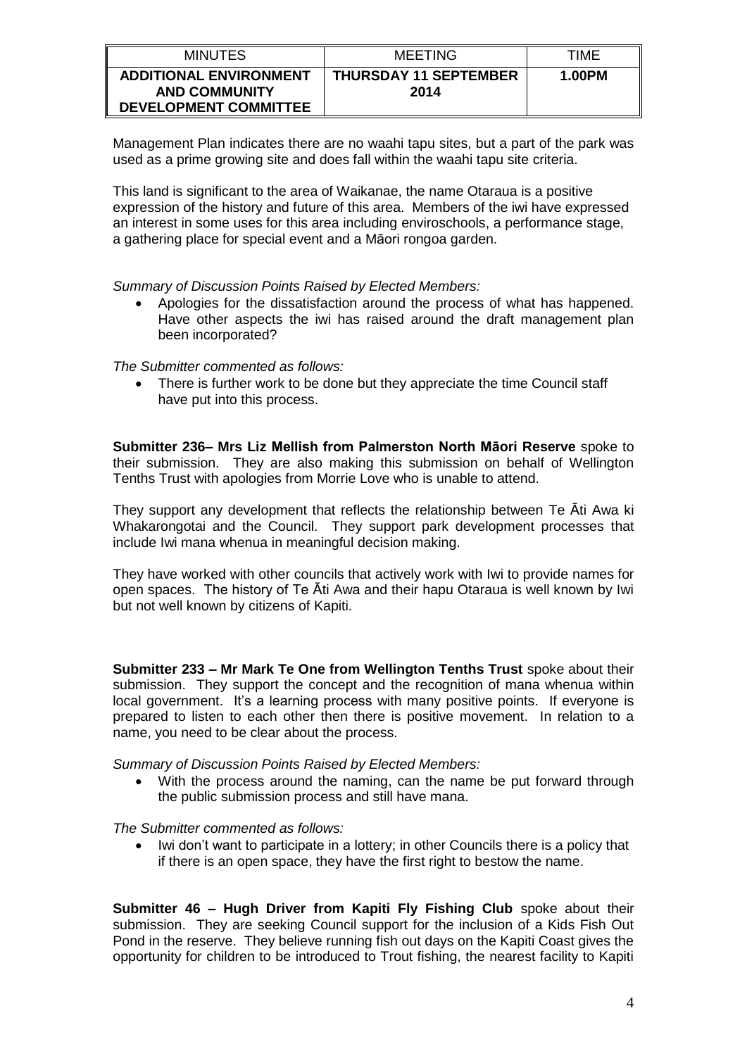Management Plan indicates there are no waahi tapu sites, but a part of the park was used as a prime growing site and does fall within the waahi tapu site criteria.

This land is significant to the area of Waikanae, the name Otaraua is a positive expression of the history and future of this area. Members of the iwi have expressed an interest in some uses for this area including enviroschools, a performance stage, a gathering place for special event and a Māori rongoa garden.

*Summary of Discussion Points Raised by Elected Members:*

- Apologies for the dissatisfaction around the process of what has happened. Have other aspects the iwi has raised around the draft management plan been incorporated?

*The Submitter commented as follows:*

- There is further work to be done but they appreciate the time Council staff have put into this process.

**Submitter 236– Mrs Liz Mellish from Palmerston North Māori Reserve** spoke to their submission. They are also making this submission on behalf of Wellington Tenths Trust with apologies from Morrie Love who is unable to attend.

They support any development that reflects the relationship between Te Āti Awa ki Whakarongotai and the Council. They support park development processes that include Iwi mana whenua in meaningful decision making.

They have worked with other councils that actively work with Iwi to provide names for open spaces. The history of Te Āti Awa and their hapu Otaraua is well known by Iwi but not well known by citizens of Kapiti.

**Submitter 233 – Mr Mark Te One from Wellington Tenths Trust** spoke about their submission. They support the concept and the recognition of mana whenua within local government. It's a learning process with many positive points. If everyone is prepared to listen to each other then there is positive movement. In relation to a name, you need to be clear about the process.

*Summary of Discussion Points Raised by Elected Members:*

- With the process around the naming, can the name be put forward through the public submission process and still have mana.

*The Submitter commented as follows:*

- Iwi don't want to participate in a lottery; in other Councils there is a policy that if there is an open space, they have the first right to bestow the name.

**Submitter 46 – Hugh Driver from Kapiti Fly Fishing Club** spoke about their submission. They are seeking Council support for the inclusion of a Kids Fish Out Pond in the reserve. They believe running fish out days on the Kapiti Coast gives the opportunity for children to be introduced to Trout fishing, the nearest facility to Kapiti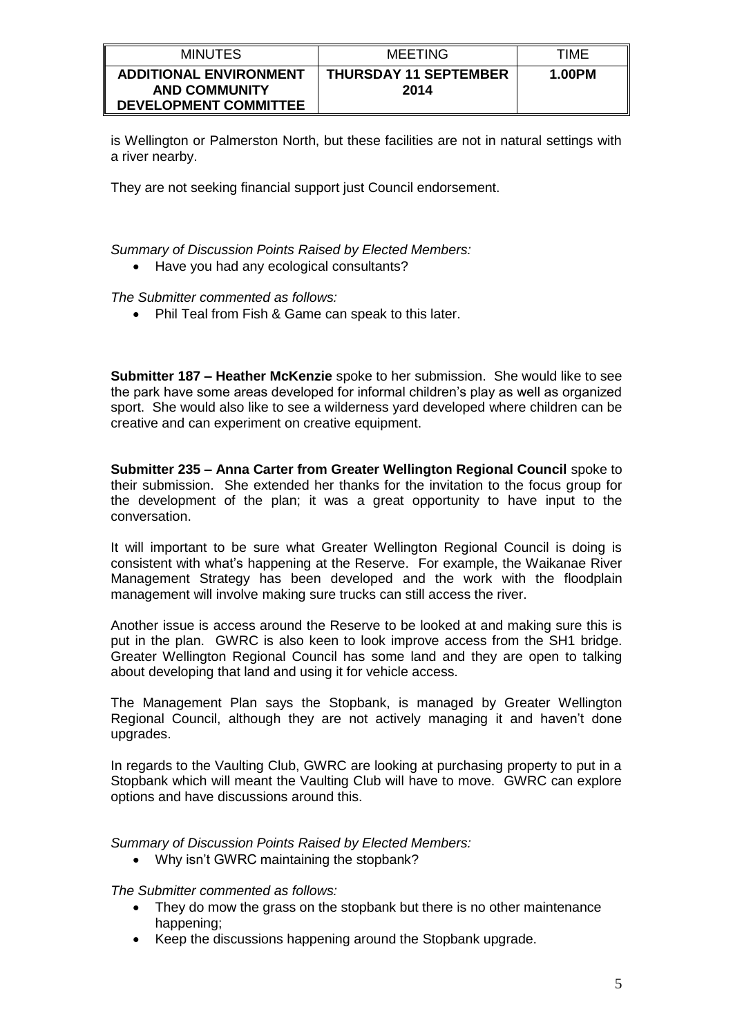is Wellington or Palmerston North, but these facilities are not in natural settings with a river nearby.

They are not seeking financial support just Council endorsement.

*Summary of Discussion Points Raised by Elected Members:*

- Have you had any ecological consultants?

*The Submitter commented as follows:*

- Phil Teal from Fish & Game can speak to this later.

**Submitter 187 – Heather McKenzie** spoke to her submission. She would like to see the park have some areas developed for informal children's play as well as organized sport. She would also like to see a wilderness yard developed where children can be creative and can experiment on creative equipment.

**Submitter 235 – Anna Carter from Greater Wellington Regional Council** spoke to their submission. She extended her thanks for the invitation to the focus group for the development of the plan; it was a great opportunity to have input to the conversation.

It will important to be sure what Greater Wellington Regional Council is doing is consistent with what's happening at the Reserve. For example, the Waikanae River Management Strategy has been developed and the work with the floodplain management will involve making sure trucks can still access the river.

Another issue is access around the Reserve to be looked at and making sure this is put in the plan. GWRC is also keen to look improve access from the SH1 bridge. Greater Wellington Regional Council has some land and they are open to talking about developing that land and using it for vehicle access.

The Management Plan says the Stopbank, is managed by Greater Wellington Regional Council, although they are not actively managing it and haven't done upgrades.

In regards to the Vaulting Club, GWRC are looking at purchasing property to put in a Stopbank which will meant the Vaulting Club will have to move. GWRC can explore options and have discussions around this.

*Summary of Discussion Points Raised by Elected Members:*

- Why isn't GWRC maintaining the stopbank?

*The Submitter commented as follows:*

- They do mow the grass on the stopbank but there is no other maintenance happening;
- Keep the discussions happening around the Stopbank upgrade.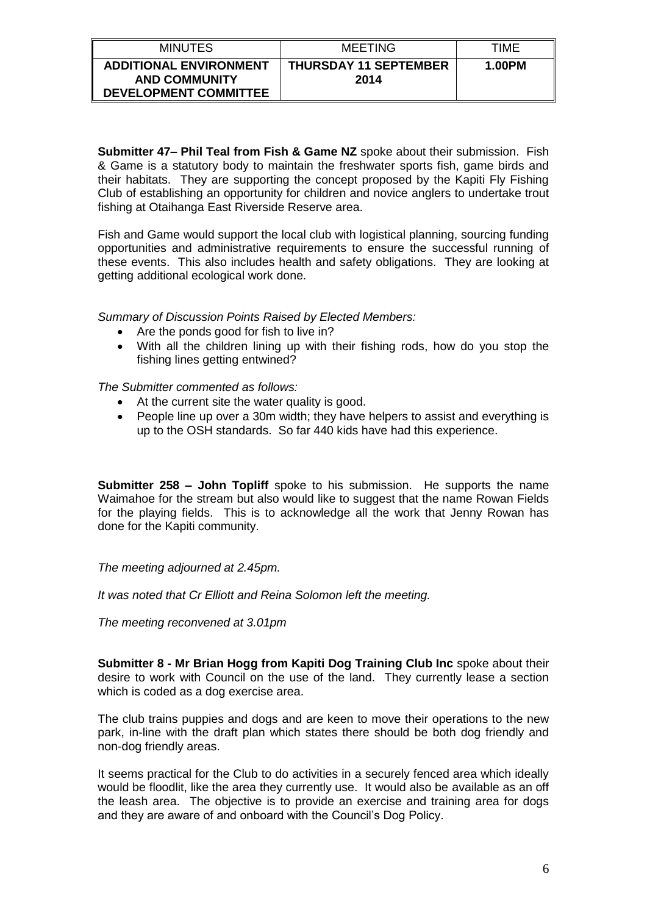| MINUTES | MEETING | TIME |
|---|---|---|
| **ADDITIONAL ENVIRONMENT AND COMMUNITY DEVELOPMENT COMMITTEE** | **THURSDAY 11 SEPTEMBER 2014** | **1.00PM** |

**Submitter 47– Phil Teal from Fish & Game NZ** spoke about their submission. Fish & Game is a statutory body to maintain the freshwater sports fish, game birds and their habitats. They are supporting the concept proposed by the Kapiti Fly Fishing Club of establishing an opportunity for children and novice anglers to undertake trout fishing at Otaihanga East Riverside Reserve area.

Fish and Game would support the local club with logistical planning, sourcing funding opportunities and administrative requirements to ensure the successful running of these events. This also includes health and safety obligations. They are looking at getting additional ecological work done.

*Summary of Discussion Points Raised by Elected Members:*

- Are the ponds good for fish to live in?
- With all the children lining up with their fishing rods, how do you stop the fishing lines getting entwined?

*The Submitter commented as follows:*

- At the current site the water quality is good.
- People line up over a 30m width; they have helpers to assist and everything is up to the OSH standards. So far 440 kids have had this experience.

**Submitter 258 – John Topliff** spoke to his submission. He supports the name Waimahoe for the stream but also would like to suggest that the name Rowan Fields for the playing fields. This is to acknowledge all the work that Jenny Rowan has done for the Kapiti community.

*The meeting adjourned at 2.45pm.*

*It was noted that Cr Elliott and Reina Solomon left the meeting.*

*The meeting reconvened at 3.01pm*

**Submitter 8 - Mr Brian Hogg from Kapiti Dog Training Club Inc** spoke about their desire to work with Council on the use of the land. They currently lease a section which is coded as a dog exercise area.

The club trains puppies and dogs and are keen to move their operations to the new park, in-line with the draft plan which states there should be both dog friendly and non-dog friendly areas.

It seems practical for the Club to do activities in a securely fenced area which ideally would be floodlit, like the area they currently use. It would also be available as an off the leash area. The objective is to provide an exercise and training area for dogs and they are aware of and onboard with the Council's Dog Policy.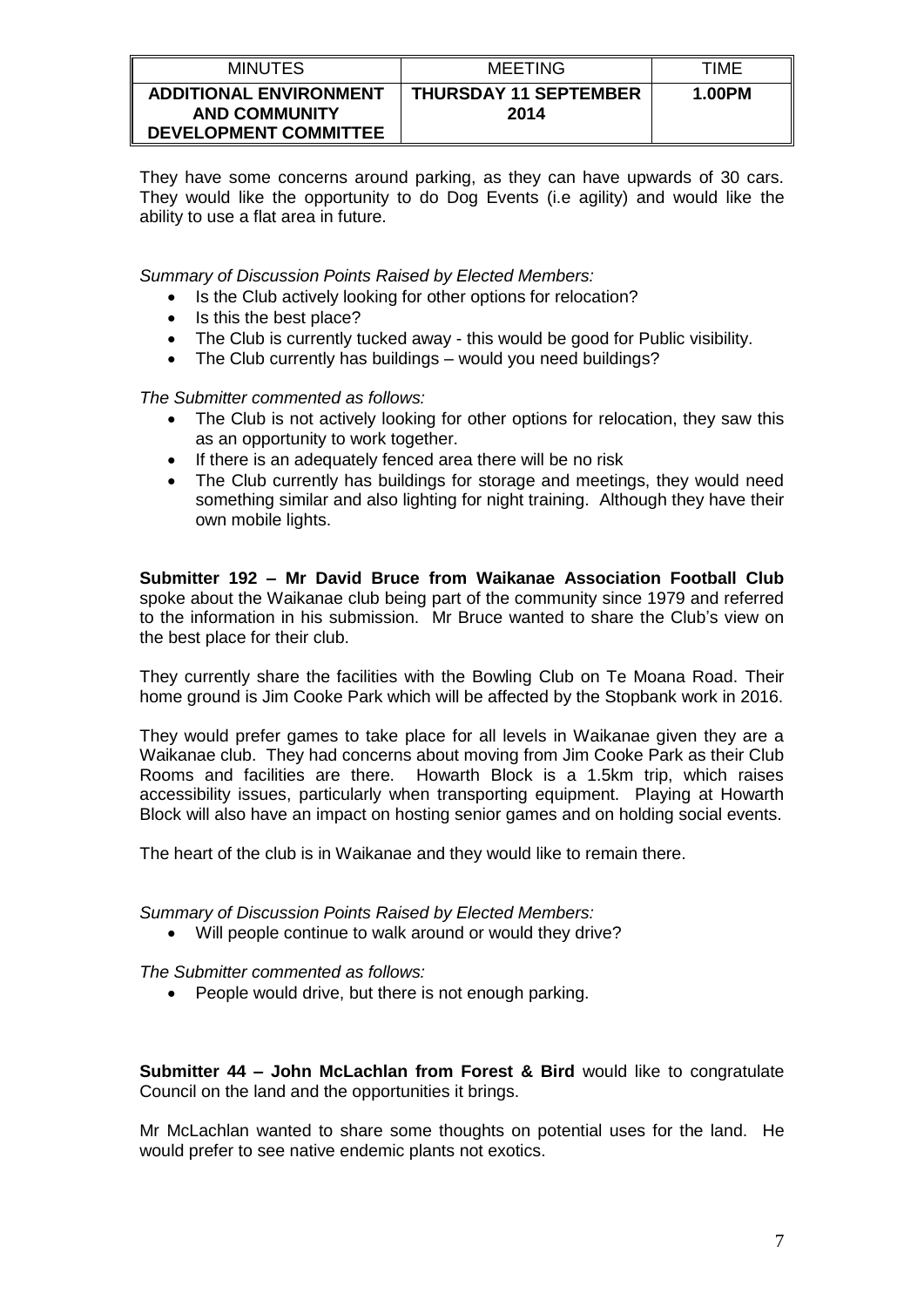They have some concerns around parking, as they can have upwards of 30 cars. They would like the opportunity to do Dog Events (i.e agility) and would like the ability to use a flat area in future.

*Summary of Discussion Points Raised by Elected Members:*

- Is the Club actively looking for other options for relocation?
- Is this the best place?
- The Club is currently tucked away - this would be good for Public visibility.
- The Club currently has buildings – would you need buildings?

*The Submitter commented as follows:*

- The Club is not actively looking for other options for relocation, they saw this as an opportunity to work together.
- If there is an adequately fenced area there will be no risk
- The Club currently has buildings for storage and meetings, they would need something similar and also lighting for night training. Although they have their own mobile lights.

**Submitter 192 – Mr David Bruce from Waikanae Association Football Club** spoke about the Waikanae club being part of the community since 1979 and referred to the information in his submission. Mr Bruce wanted to share the Club's view on the best place for their club.

They currently share the facilities with the Bowling Club on Te Moana Road. Their home ground is Jim Cooke Park which will be affected by the Stopbank work in 2016.

They would prefer games to take place for all levels in Waikanae given they are a Waikanae club. They had concerns about moving from Jim Cooke Park as their Club Rooms and facilities are there. Howarth Block is a 1.5km trip, which raises accessibility issues, particularly when transporting equipment. Playing at Howarth Block will also have an impact on hosting senior games and on holding social events.

The heart of the club is in Waikanae and they would like to remain there.

*Summary of Discussion Points Raised by Elected Members:*

- Will people continue to walk around or would they drive?

*The Submitter commented as follows:*

- People would drive, but there is not enough parking.

**Submitter 44 – John McLachlan from Forest & Bird** would like to congratulate Council on the land and the opportunities it brings.

Mr McLachlan wanted to share some thoughts on potential uses for the land. He would prefer to see native endemic plants not exotics.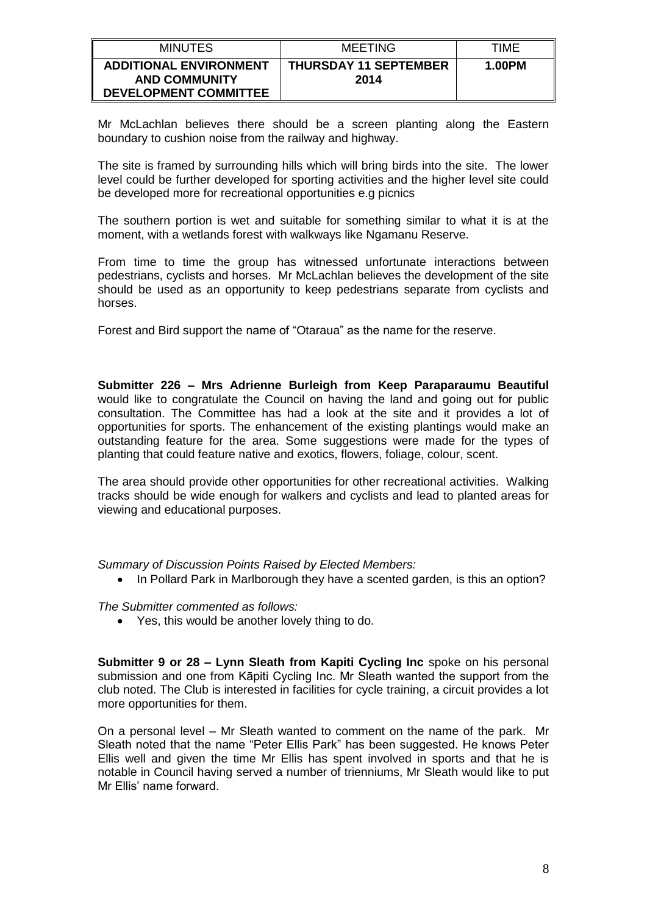Mr McLachlan believes there should be a screen planting along the Eastern boundary to cushion noise from the railway and highway.

The site is framed by surrounding hills which will bring birds into the site. The lower level could be further developed for sporting activities and the higher level site could be developed more for recreational opportunities e.g picnics

The southern portion is wet and suitable for something similar to what it is at the moment, with a wetlands forest with walkways like Ngamanu Reserve.

From time to time the group has witnessed unfortunate interactions between pedestrians, cyclists and horses. Mr McLachlan believes the development of the site should be used as an opportunity to keep pedestrians separate from cyclists and horses.

Forest and Bird support the name of "Otaraua" as the name for the reserve.

**Submitter 226 – Mrs Adrienne Burleigh from Keep Paraparaumu Beautiful** would like to congratulate the Council on having the land and going out for public consultation. The Committee has had a look at the site and it provides a lot of opportunities for sports. The enhancement of the existing plantings would make an outstanding feature for the area. Some suggestions were made for the types of planting that could feature native and exotics, flowers, foliage, colour, scent.

The area should provide other opportunities for other recreational activities. Walking tracks should be wide enough for walkers and cyclists and lead to planted areas for viewing and educational purposes.

*Summary of Discussion Points Raised by Elected Members:*

- In Pollard Park in Marlborough they have a scented garden, is this an option?

*The Submitter commented as follows:*

- Yes, this would be another lovely thing to do.

**Submitter 9 or 28 – Lynn Sleath from Kapiti Cycling Inc** spoke on his personal submission and one from Kāpiti Cycling Inc. Mr Sleath wanted the support from the club noted. The Club is interested in facilities for cycle training, a circuit provides a lot more opportunities for them.

On a personal level – Mr Sleath wanted to comment on the name of the park. Mr Sleath noted that the name "Peter Ellis Park" has been suggested. He knows Peter Ellis well and given the time Mr Ellis has spent involved in sports and that he is notable in Council having served a number of trienniums, Mr Sleath would like to put Mr Ellis' name forward.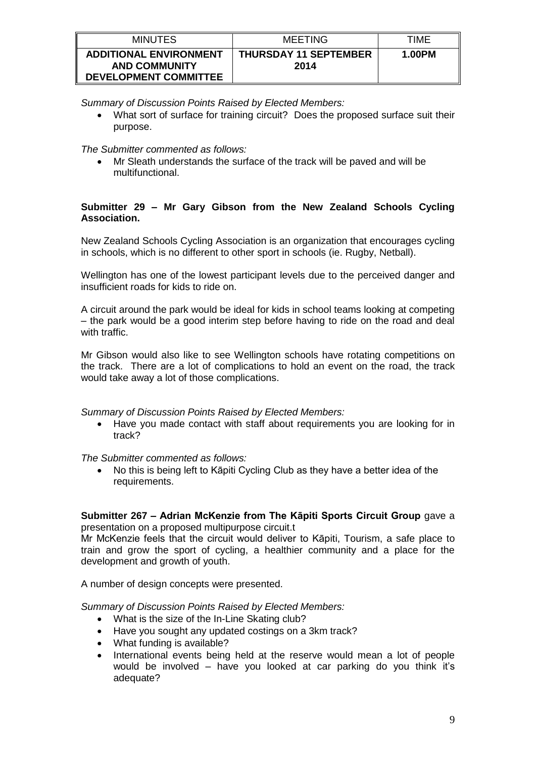*Summary of Discussion Points Raised by Elected Members:*

- What sort of surface for training circuit? Does the proposed surface suit their purpose.

*The Submitter commented as follows:*

- Mr Sleath understands the surface of the track will be paved and will be multifunctional.

**Submitter 29 – Mr Gary Gibson from the New Zealand Schools Cycling Association.**

New Zealand Schools Cycling Association is an organization that encourages cycling in schools, which is no different to other sport in schools (ie. Rugby, Netball).

Wellington has one of the lowest participant levels due to the perceived danger and insufficient roads for kids to ride on.

A circuit around the park would be ideal for kids in school teams looking at competing – the park would be a good interim step before having to ride on the road and deal with traffic.

Mr Gibson would also like to see Wellington schools have rotating competitions on the track. There are a lot of complications to hold an event on the road, the track would take away a lot of those complications.

*Summary of Discussion Points Raised by Elected Members:*

- Have you made contact with staff about requirements you are looking for in track?

*The Submitter commented as follows:*

- No this is being left to Kāpiti Cycling Club as they have a better idea of the requirements.

**Submitter 267 – Adrian McKenzie from The Kāpiti Sports Circuit Group** gave a presentation on a proposed multipurpose circuit.t

Mr McKenzie feels that the circuit would deliver to Kāpiti, Tourism, a safe place to train and grow the sport of cycling, a healthier community and a place for the development and growth of youth.

A number of design concepts were presented.

*Summary of Discussion Points Raised by Elected Members:*

- What is the size of the In-Line Skating club?
- Have you sought any updated costings on a 3km track?
- What funding is available?
- International events being held at the reserve would mean a lot of people would be involved – have you looked at car parking do you think it's adequate?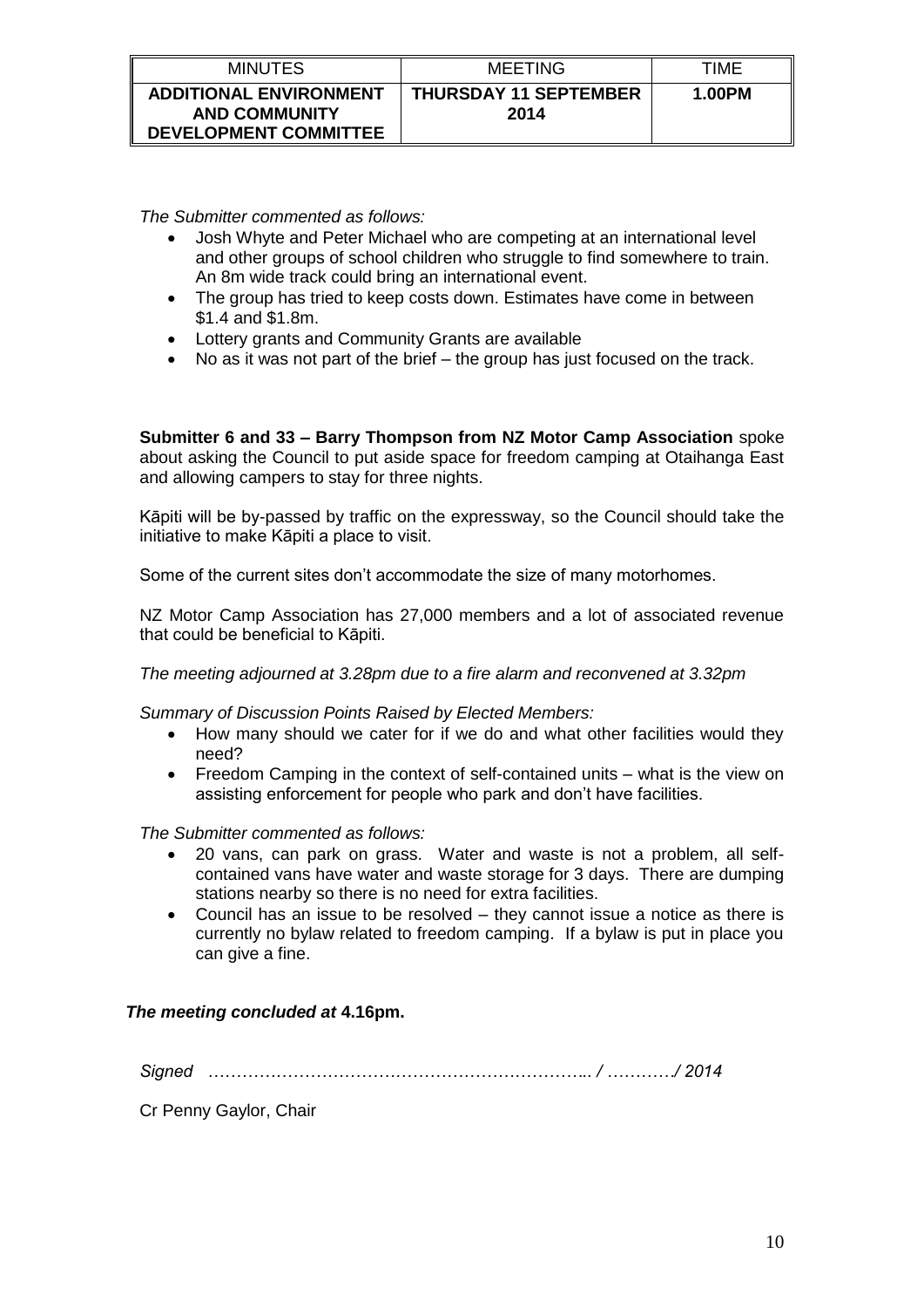*The Submitter commented as follows:*

- Josh Whyte and Peter Michael who are competing at an international level and other groups of school children who struggle to find somewhere to train. An 8m wide track could bring an international event.
- The group has tried to keep costs down. Estimates have come in between $1.4 and $1.8m.
- Lottery grants and Community Grants are available
- No as it was not part of the brief – the group has just focused on the track.

**Submitter 6 and 33 – Barry Thompson from NZ Motor Camp Association** spoke about asking the Council to put aside space for freedom camping at Otaihanga East and allowing campers to stay for three nights.

Kāpiti will be by-passed by traffic on the expressway, so the Council should take the initiative to make Kāpiti a place to visit.

Some of the current sites don't accommodate the size of many motorhomes.

NZ Motor Camp Association has 27,000 members and a lot of associated revenue that could be beneficial to Kāpiti.

*The meeting adjourned at 3.28pm due to a fire alarm and reconvened at 3.32pm*

*Summary of Discussion Points Raised by Elected Members:*

- How many should we cater for if we do and what other facilities would they need?
- Freedom Camping in the context of self-contained units – what is the view on assisting enforcement for people who park and don't have facilities.

*The Submitter commented as follows:*

- 20 vans, can park on grass. Water and waste is not a problem, all self-contained vans have water and waste storage for 3 days. There are dumping stations nearby so there is no need for extra facilities.
- Council has an issue to be resolved – they cannot issue a notice as there is currently no bylaw related to freedom camping. If a bylaw is put in place you can give a fine.

***The meeting concluded at* 4.16pm.**

*Signed ………………………………………………………….. / …………/ 2014*

Cr Penny Gaylor, Chair